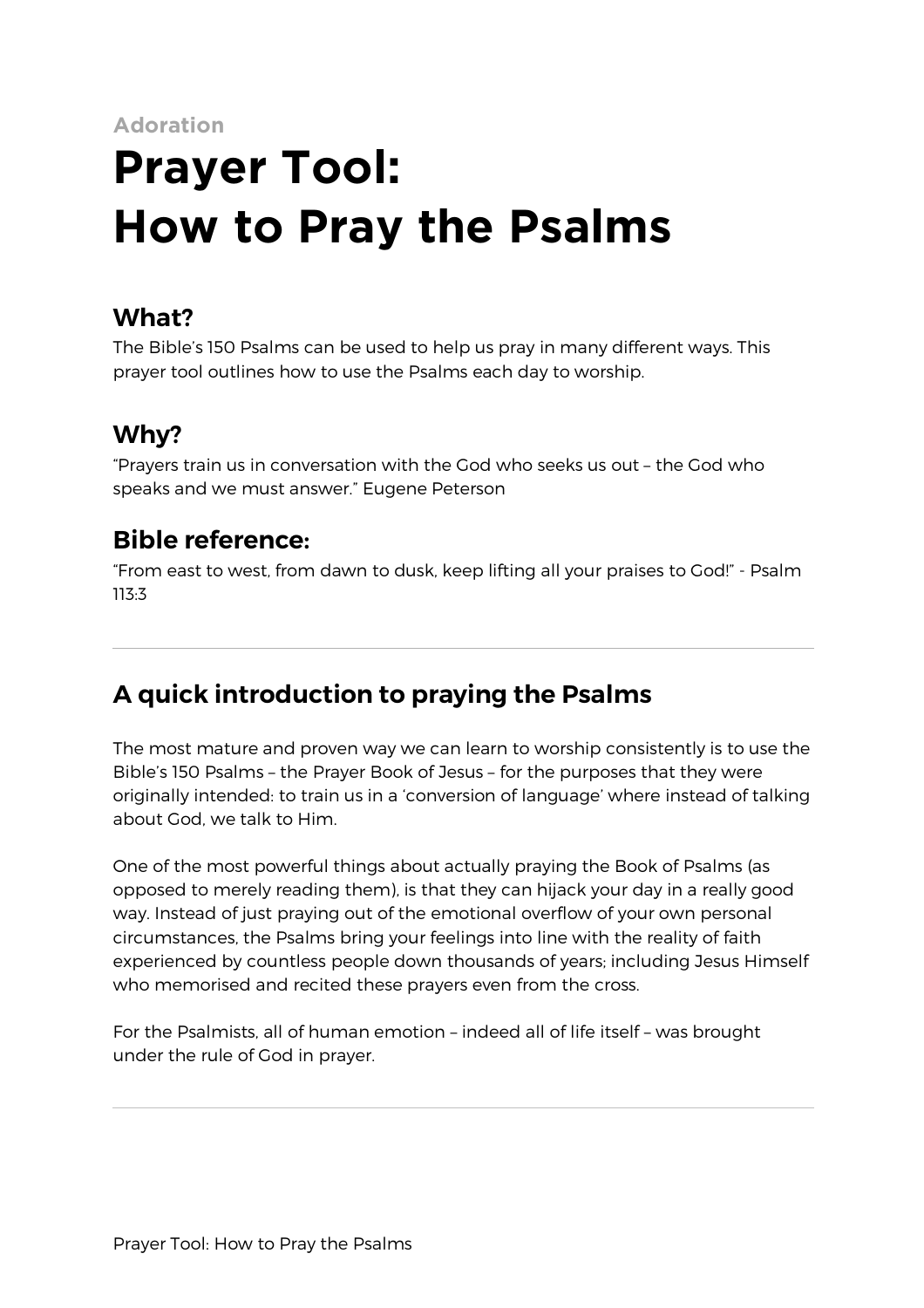Adoration

# Prayer Tool: How to Pray the Psalms

## What?

The Bible's 150 Psalms can be used to help us pray in many different ways. This prayer tool outlines how to use the Psalms each day to worship.

## Why?

"Prayers train us in conversation with the God who seeks us out – the God who speaks and we must answer." Eugene Peterson

## Bible reference:

"From east to west, from dawn to dusk, keep lifting all your praises to God!" - Psalm 113:3

---

## A quick introduction to praying the Psalms

The most mature and proven way we can learn to worship consistently is to use the Bible's 150 Psalms – the Prayer Book of Jesus – for the purposes that they were originally intended: to train us in a 'conversion of language' where instead of talking about God, we talk to Him.

One of the most powerful things about actually praying the Book of Psalms (as opposed to merely reading them), is that they can hijack your day in a really good way. Instead of just praying out of the emotional overflow of your own personal circumstances, the Psalms bring your feelings into line with the reality of faith experienced by countless people down thousands of years; including Jesus Himself who memorised and recited these prayers even from the cross.

For the Psalmists, all of human emotion – indeed all of life itself – was brought under the rule of God in prayer.

---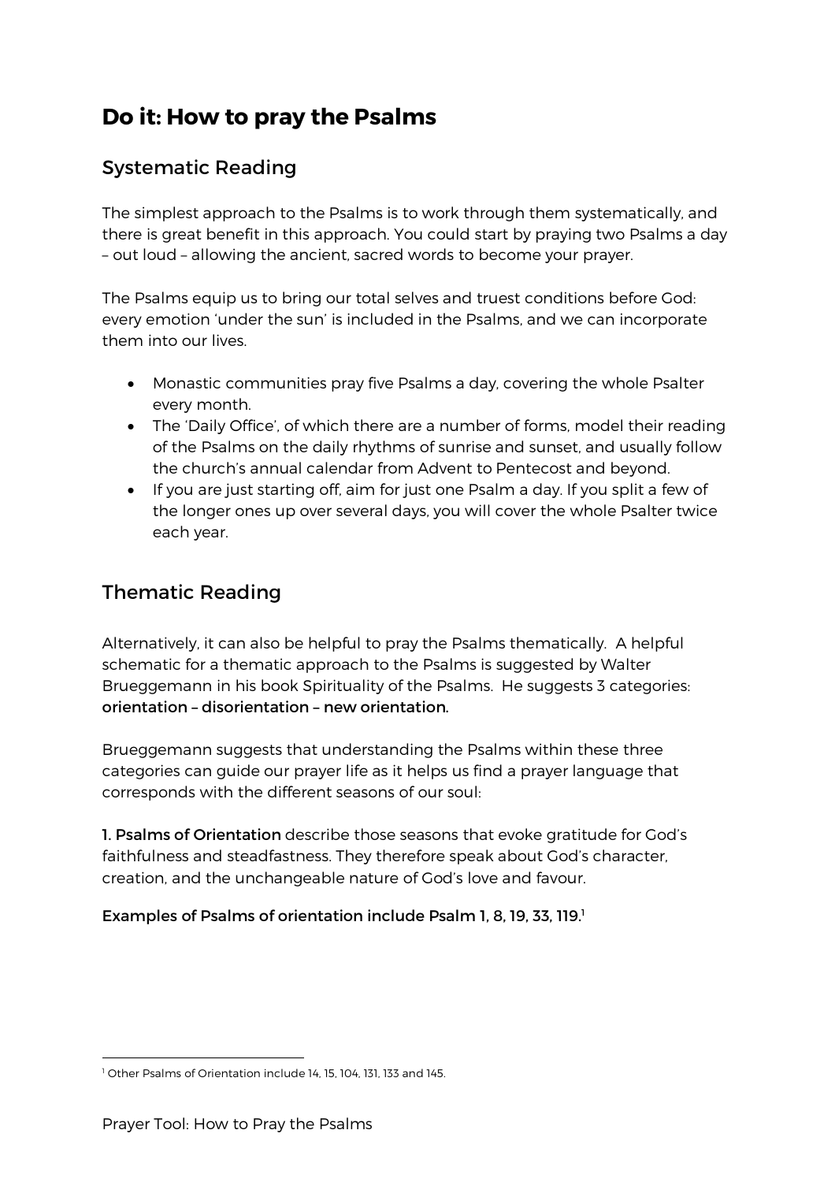## Do it: How to pray the Psalms

### Systematic Reading

The simplest approach to the Psalms is to work through them systematically, and there is great benefit in this approach. You could start by praying two Psalms a day – out loud – allowing the ancient, sacred words to become your prayer.

The Psalms equip us to bring our total selves and truest conditions before God: every emotion 'under the sun' is included in the Psalms, and we can incorporate them into our lives.

- Monastic communities pray five Psalms a day, covering the whole Psalter every month.
- The 'Daily Office', of which there are a number of forms, model their reading of the Psalms on the daily rhythms of sunrise and sunset, and usually follow the church's annual calendar from Advent to Pentecost and beyond.
- If you are just starting off, aim for just one Psalm a day. If you split a few of the longer ones up over several days, you will cover the whole Psalter twice each year.

### Thematic Reading

Alternatively, it can also be helpful to pray the Psalms thematically. A helpful schematic for a thematic approach to the Psalms is suggested by Walter Brueggemann in his book Spirituality of the Psalms. He suggests 3 categories: **orientation – disorientation – new orientation.**

Brueggemann suggests that understanding the Psalms within these three categories can guide our prayer life as it helps us find a prayer language that corresponds with the different seasons of our soul:

**1. Psalms of Orientation** describe those seasons that evoke gratitude for God's faithfulness and steadfastness. They therefore speak about God's character, creation, and the unchangeable nature of God's love and favour.

**Examples of Psalms of orientation include Psalm 1, 8, 19, 33, 119.**[1]

[1] Other Psalms of Orientation include 14, 15, 104, 131, 133 and 145.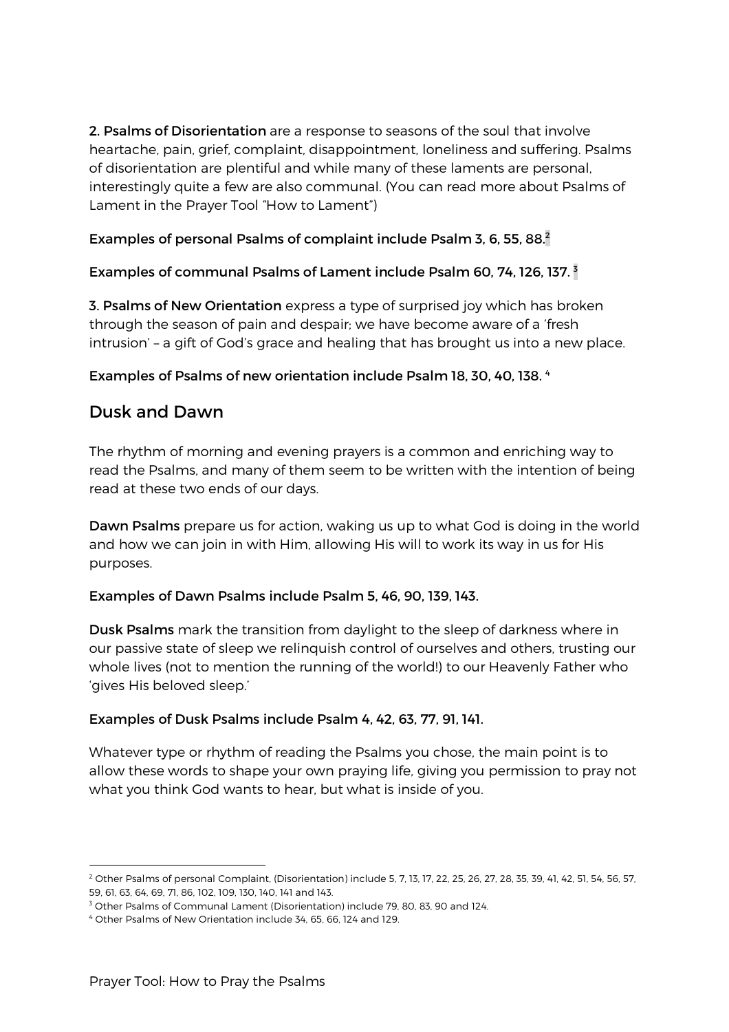**2. Psalms of Disorientation** are a response to seasons of the soul that involve heartache, pain, grief, complaint, disappointment, loneliness and suffering. Psalms of disorientation are plentiful and while many of these laments are personal, interestingly quite a few are also communal. (You can read more about Psalms of Lament in the Prayer Tool "How to Lament")

**Examples of personal Psalms of complaint include Psalm 3, 6, 55, 88.**[2]

**Examples of communal Psalms of Lament include Psalm 60, 74, 126, 137.** [3]

**3. Psalms of New Orientation** express a type of surprised joy which has broken through the season of pain and despair; we have become aware of a 'fresh intrusion' – a gift of God's grace and healing that has brought us into a new place.

**Examples of Psalms of new orientation include Psalm 18, 30, 40, 138.** [4]

## Dusk and Dawn

The rhythm of morning and evening prayers is a common and enriching way to read the Psalms, and many of them seem to be written with the intention of being read at these two ends of our days.

**Dawn Psalms** prepare us for action, waking us up to what God is doing in the world and how we can join in with Him, allowing His will to work its way in us for His purposes.

**Examples of Dawn Psalms include Psalm 5, 46, 90, 139, 143.**

**Dusk Psalms** mark the transition from daylight to the sleep of darkness where in our passive state of sleep we relinquish control of ourselves and others, trusting our whole lives (not to mention the running of the world!) to our Heavenly Father who 'gives His beloved sleep.'

**Examples of Dusk Psalms include Psalm 4, 42, 63, 77, 91, 141.**

Whatever type or rhythm of reading the Psalms you chose, the main point is to allow these words to shape your own praying life, giving you permission to pray not what you think God wants to hear, but what is inside of you.

---

[2] Other Psalms of personal Complaint, (Disorientation) include 5, 7, 13, 17, 22, 25, 26, 27, 28, 35, 39, 41, 42, 51, 54, 56, 57, 59, 61, 63, 64, 69, 71, 86, 102, 109, 130, 140, 141 and 143.

[3] Other Psalms of Communal Lament (Disorientation) include 79, 80, 83, 90 and 124.

[4] Other Psalms of New Orientation include 34, 65, 66, 124 and 129.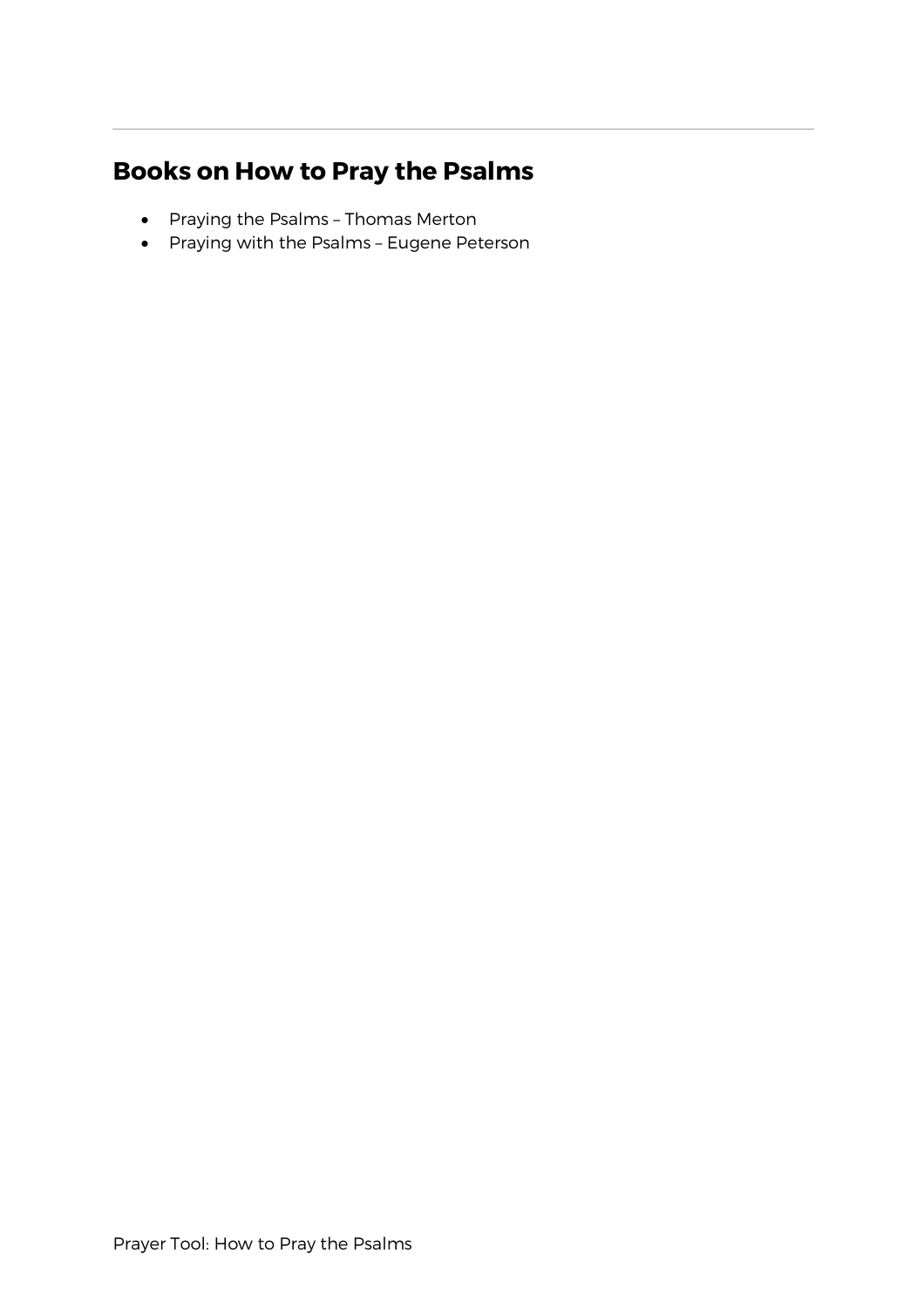## Books on How to Pray the Psalms

- Praying the Psalms – Thomas Merton
- Praying with the Psalms – Eugene Peterson